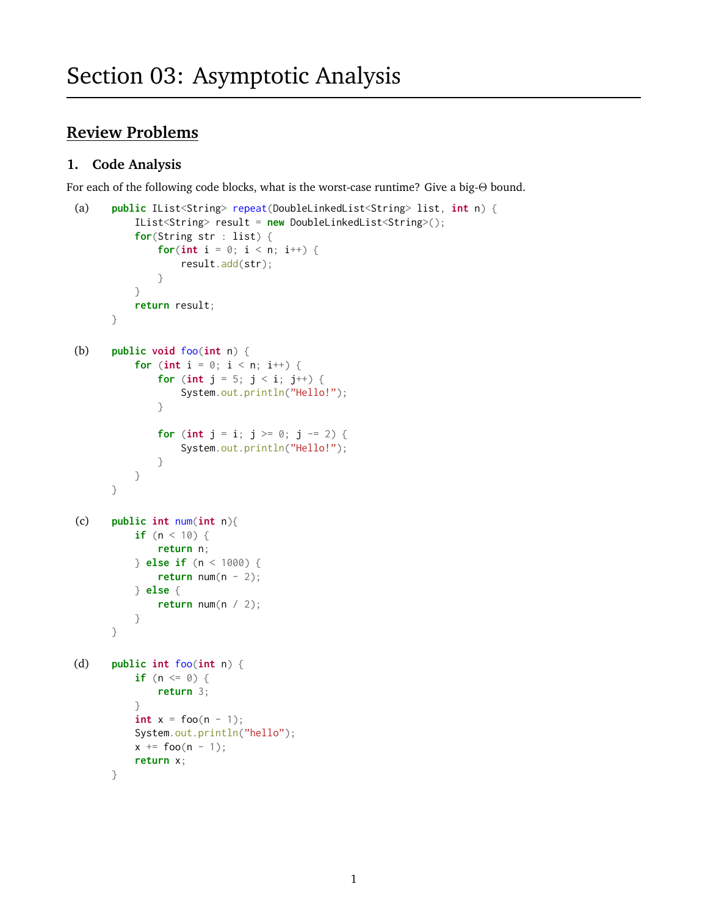# Section 03: Asymptotic Analysis

## Review Problems

### 1. Code Analysis

For each of the following code blocks, what is the worst-case runtime? Give a big-Θ bound.

(a)
```
public IList<String> repeat(DoubleLinkedList<String> list, int n) {
    IList<String> result = new DoubleLinkedList<String>();
    for(String str : list) {
        for(int i = 0; i < n; i++) {
            result.add(str);
        }
    }
    return result;
}
```

(b)
```
public void foo(int n) {
    for (int i = 0; i < n; i++) {
        for (int j = 5; j < i; j++) {
            System.out.println("Hello!");
        }

        for (int j = i; j >= 0; j -= 2) {
            System.out.println("Hello!");
        }
    }
}
```

(c)
```
public int num(int n){
    if (n < 10) {
        return n;
    } else if (n < 1000) {
        return num(n - 2);
    } else {
        return num(n / 2);
    }
}
```

(d)
```
public int foo(int n) {
    if (n <= 0) {
        return 3;
    }
    int x = foo(n - 1);
    System.out.println("hello");
    x += foo(n - 1);
    return x;
}
```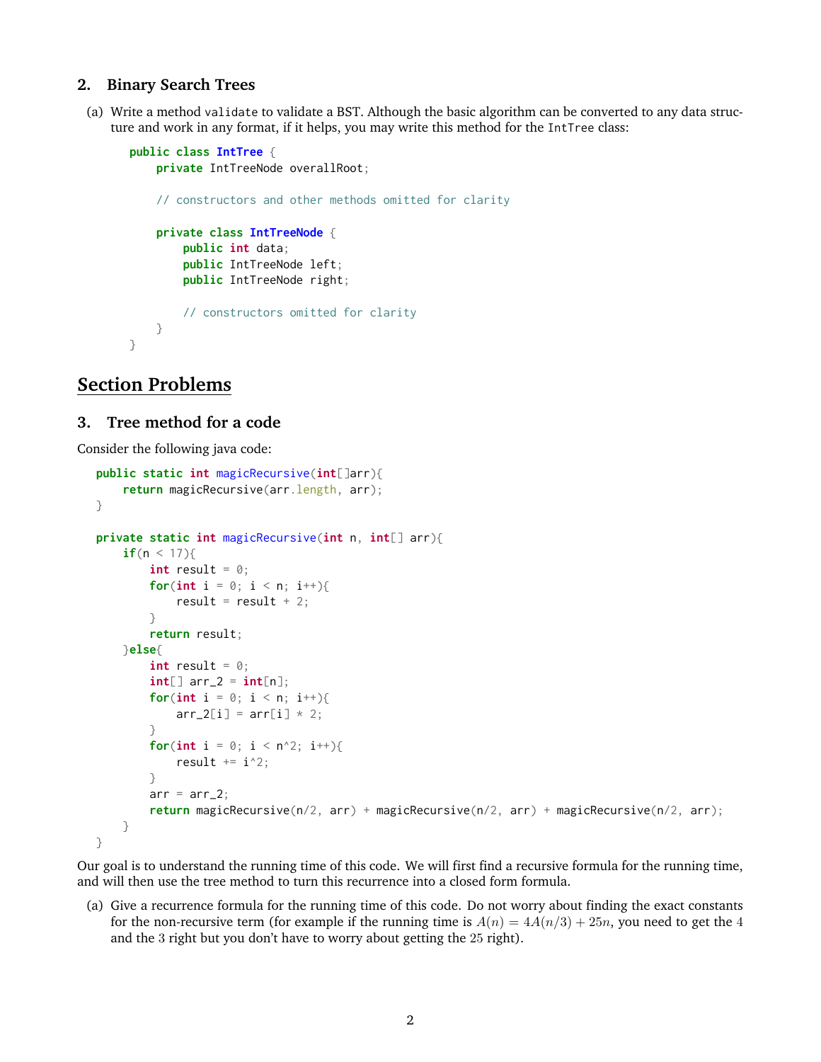## 2. Binary Search Trees

(a) Write a method `validate` to validate a BST. Although the basic algorithm can be converted to any data structure and work in any format, if it helps, you may write this method for the `IntTree` class:

```java
public class IntTree {
    private IntTreeNode overallRoot;

    // constructors and other methods omitted for clarity

    private class IntTreeNode {
        public int data;
        public IntTreeNode left;
        public IntTreeNode right;

        // constructors omitted for clarity
    }
}
```

# Section Problems

## 3. Tree method for a code

Consider the following java code:

```java
public static int magicRecursive(int[]arr){
    return magicRecursive(arr.length, arr);
}

private static int magicRecursive(int n, int[] arr){
    if(n < 17){
        int result = 0;
        for(int i = 0; i < n; i++){
            result = result + 2;
        }
        return result;
    }else{
        int result = 0;
        int[] arr_2 = int[n];
        for(int i = 0; i < n; i++){
            arr_2[i] = arr[i] * 2;
        }
        for(int i = 0; i < n^2; i++){
            result += i^2;
        }
        arr = arr_2;
        return magicRecursive(n/2, arr) + magicRecursive(n/2, arr) + magicRecursive(n/2, arr);
    }
}
```

Our goal is to understand the running time of this code. We will first find a recursive formula for the running time, and will then use the tree method to turn this recurrence into a closed form formula.

(a) Give a recurrence formula for the running time of this code. Do not worry about finding the exact constants for the non-recursive term (for example if the running time is $A(n) = 4A(n/3) + 25n$, you need to get the $4$ and the $3$ right but you don't have to worry about getting the $25$ right).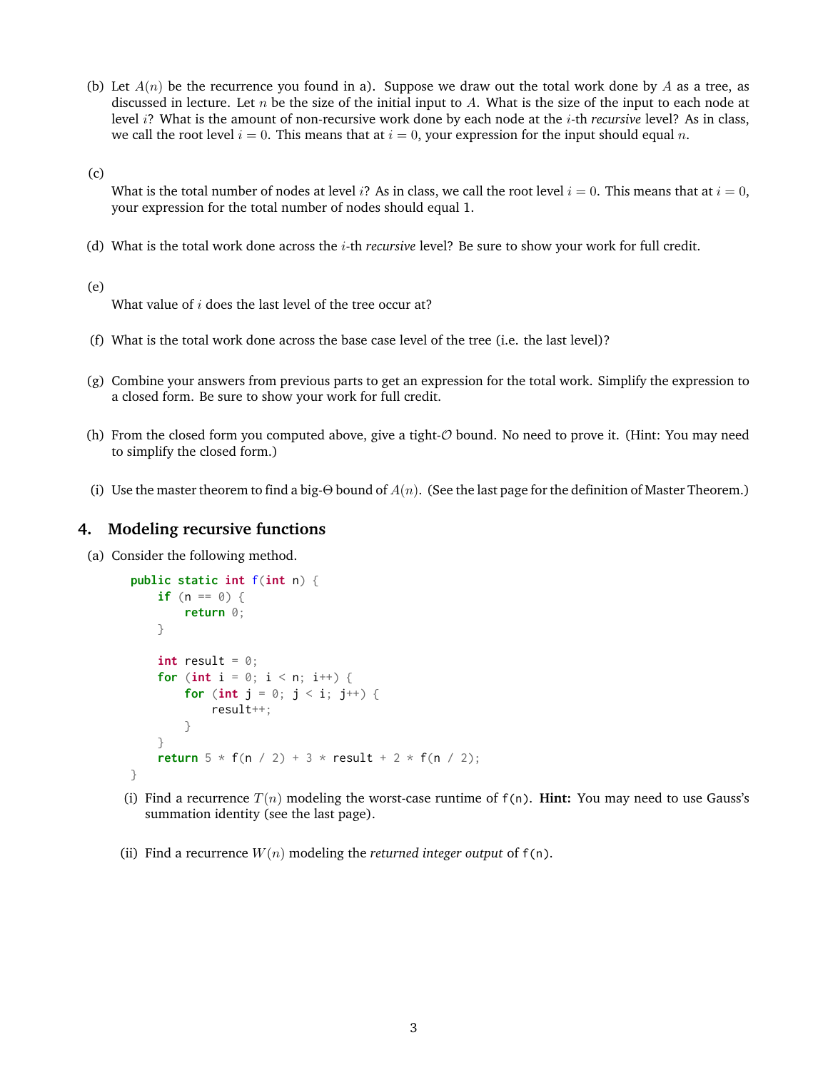(b) Let $A(n)$ be the recurrence you found in a). Suppose we draw out the total work done by $A$ as a tree, as discussed in lecture. Let $n$ be the size of the initial input to $A$. What is the size of the input to each node at level $i$? What is the amount of non-recursive work done by each node at the $i$-th *recursive* level? As in class, we call the root level $i = 0$. This means that at $i = 0$, your expression for the input should equal $n$.

(c) What is the total number of nodes at level $i$? As in class, we call the root level $i = 0$. This means that at $i = 0$, your expression for the total number of nodes should equal 1.

(d) What is the total work done across the $i$-th *recursive* level? Be sure to show your work for full credit.

(e) What value of $i$ does the last level of the tree occur at?

(f) What is the total work done across the base case level of the tree (i.e. the last level)?

(g) Combine your answers from previous parts to get an expression for the total work. Simplify the expression to a closed form. Be sure to show your work for full credit.

(h) From the closed form you computed above, give a tight-$\mathcal{O}$ bound. No need to prove it. (Hint: You may need to simplify the closed form.)

(i) Use the master theorem to find a big-$\Theta$ bound of $A(n)$. (See the last page for the definition of Master Theorem.)

## 4. Modeling recursive functions

(a) Consider the following method.

```
public static int f(int n) {
    if (n == 0) {
        return 0;
    }

    int result = 0;
    for (int i = 0; i < n; i++) {
        for (int j = 0; j < i; j++) {
            result++;
        }
    }
    return 5 * f(n / 2) + 3 * result + 2 * f(n / 2);
}
```

(i) Find a recurrence $T(n)$ modeling the worst-case runtime of `f(n)`. **Hint:** You may need to use Gauss's summation identity (see the last page).

(ii) Find a recurrence $W(n)$ modeling the *returned integer output* of `f(n)`.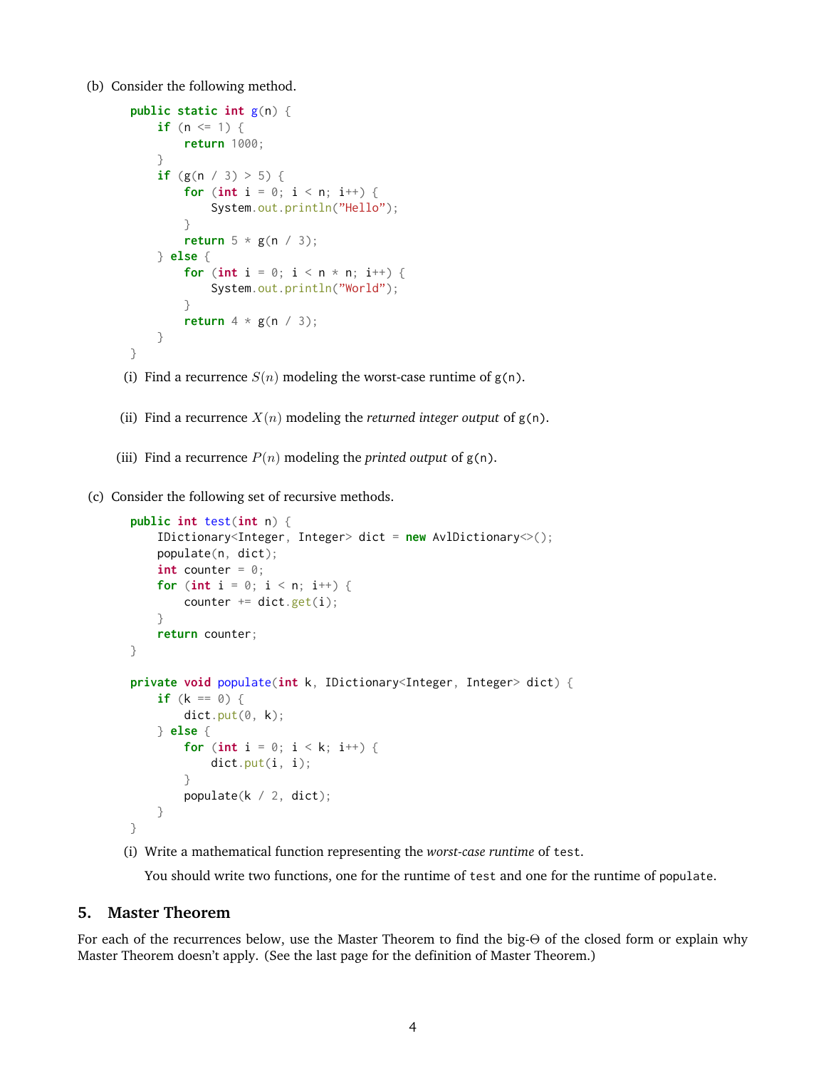(b) Consider the following method.

```
public static int g(n) {
    if (n <= 1) {
        return 1000;
    }
    if (g(n / 3) > 5) {
        for (int i = 0; i < n; i++) {
            System.out.println("Hello");
        }
        return 5 * g(n / 3);
    } else {
        for (int i = 0; i < n * n; i++) {
            System.out.println("World");
        }
        return 4 * g(n / 3);
    }
}
```

(i) Find a recurrence $S(n)$ modeling the worst-case runtime of `g(n)`.

(ii) Find a recurrence $X(n)$ modeling the *returned integer output* of `g(n)`.

(iii) Find a recurrence $P(n)$ modeling the *printed output* of `g(n)`.

(c) Consider the following set of recursive methods.

```
public int test(int n) {
    IDictionary<Integer, Integer> dict = new AvlDictionary<>();
    populate(n, dict);
    int counter = 0;
    for (int i = 0; i < n; i++) {
        counter += dict.get(i);
    }
    return counter;
}

private void populate(int k, IDictionary<Integer, Integer> dict) {
    if (k == 0) {
        dict.put(0, k);
    } else {
        for (int i = 0; i < k; i++) {
            dict.put(i, i);
        }
        populate(k / 2, dict);
    }
}
```

(i) Write a mathematical function representing the *worst-case runtime* of `test`.

You should write two functions, one for the runtime of `test` and one for the runtime of `populate`.

## 5. Master Theorem

For each of the recurrences below, use the Master Theorem to find the big-$\Theta$ of the closed form or explain why Master Theorem doesn't apply. (See the last page for the definition of Master Theorem.)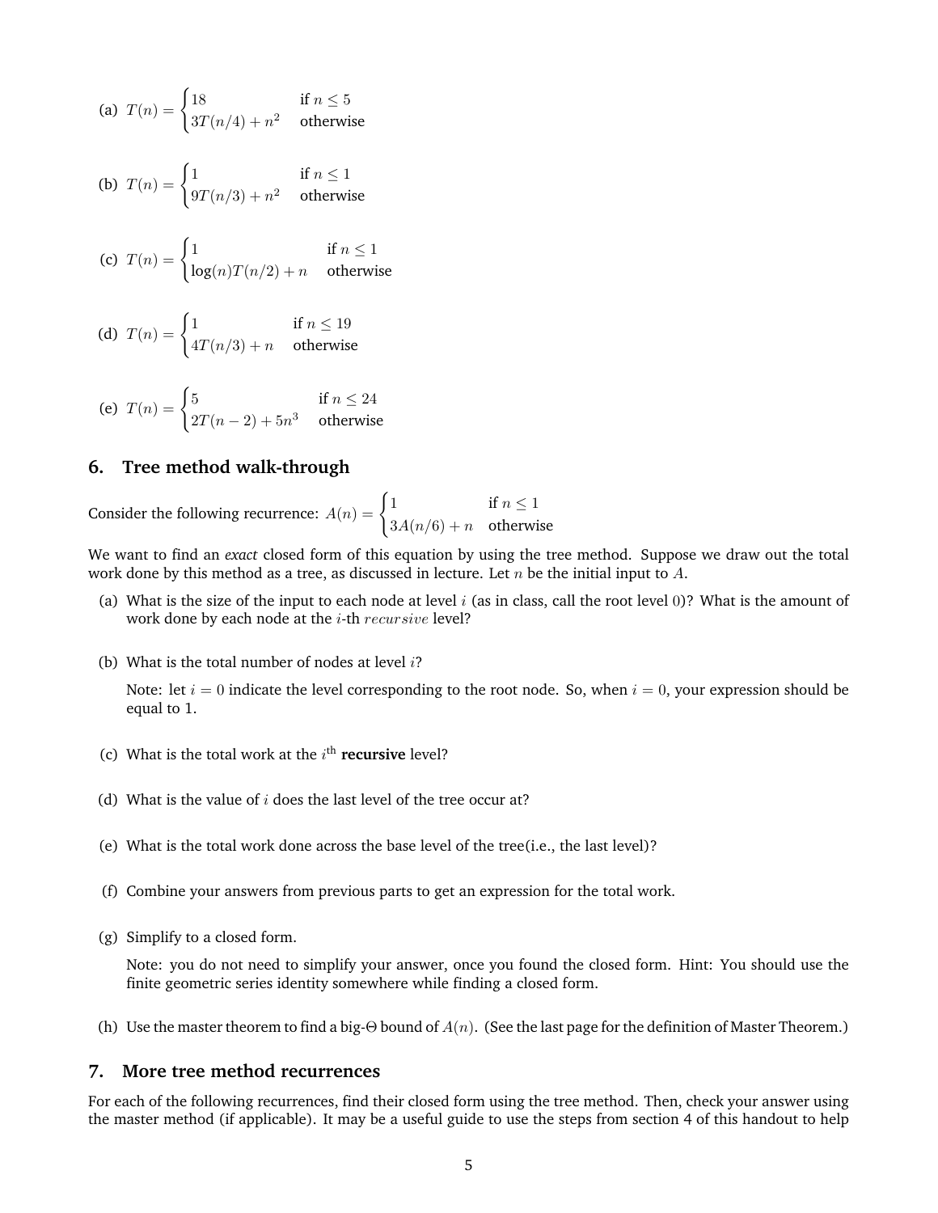(a) $T(n) = \begin{cases} 18 & \text{if } n \leq 5 \\ 3T(n/4) + n^2 & \text{otherwise} \end{cases}$

(b) $T(n) = \begin{cases} 1 & \text{if } n \leq 1 \\ 9T(n/3) + n^2 & \text{otherwise} \end{cases}$

(c) $T(n) = \begin{cases} 1 & \text{if } n \leq 1 \\ \log(n)T(n/2) + n & \text{otherwise} \end{cases}$

(d) $T(n) = \begin{cases} 1 & \text{if } n \leq 19 \\ 4T(n/3) + n & \text{otherwise} \end{cases}$

(e) $T(n) = \begin{cases} 5 & \text{if } n \leq 24 \\ 2T(n-2) + 5n^3 & \text{otherwise} \end{cases}$

## 6. Tree method walk-through

Consider the following recurrence: $A(n) = \begin{cases} 1 & \text{if } n \leq 1 \\ 3A(n/6) + n & \text{otherwise} \end{cases}$

We want to find an *exact* closed form of this equation by using the tree method. Suppose we draw out the total work done by this method as a tree, as discussed in lecture. Let $n$ be the initial input to $A$.

(a) What is the size of the input to each node at level $i$ (as in class, call the root level $0$)? What is the amount of work done by each node at the $i$-th $recursive$ level?

(b) What is the total number of nodes at level $i$?

Note: let $i = 0$ indicate the level corresponding to the root node. So, when $i = 0$, your expression should be equal to 1.

(c) What is the total work at the $i^{\text{th}}$ **recursive** level?

(d) What is the value of $i$ does the last level of the tree occur at?

(e) What is the total work done across the base level of the tree(i.e., the last level)?

(f) Combine your answers from previous parts to get an expression for the total work.

(g) Simplify to a closed form.

Note: you do not need to simplify your answer, once you found the closed form. Hint: You should use the finite geometric series identity somewhere while finding a closed form.

(h) Use the master theorem to find a big-$\Theta$ bound of $A(n)$. (See the last page for the definition of Master Theorem.)

## 7. More tree method recurrences

For each of the following recurrences, find their closed form using the tree method. Then, check your answer using the master method (if applicable). It may be a useful guide to use the steps from section 4 of this handout to help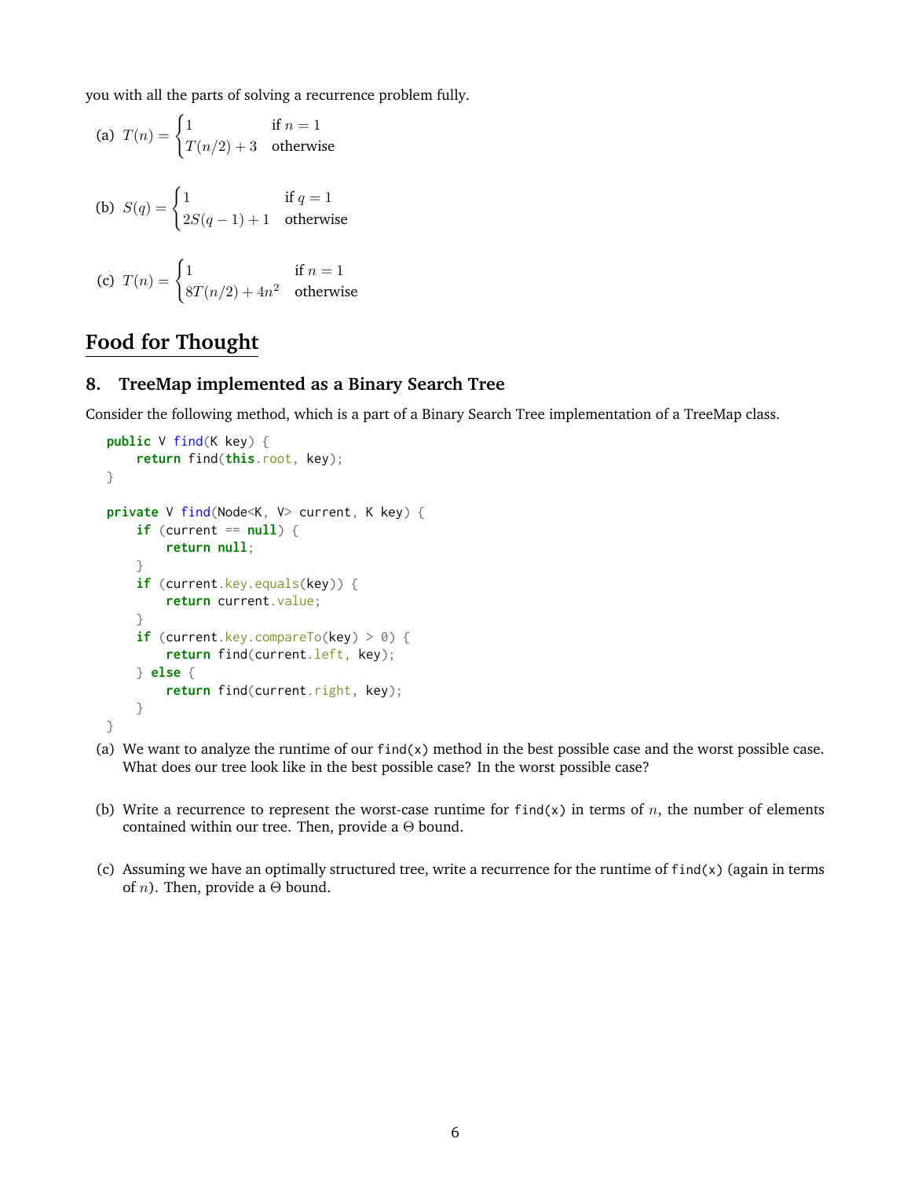you with all the parts of solving a recurrence problem fully.

(a) $T(n) = \begin{cases} 1 & \text{if } n = 1 \\ T(n/2) + 3 & \text{otherwise} \end{cases}$

(b) $S(q) = \begin{cases} 1 & \text{if } q = 1 \\ 2S(q-1) + 1 & \text{otherwise} \end{cases}$

(c) $T(n) = \begin{cases} 1 & \text{if } n = 1 \\ 8T(n/2) + 4n^2 & \text{otherwise} \end{cases}$

## Food for Thought

### 8. TreeMap implemented as a Binary Search Tree

Consider the following method, which is a part of a Binary Search Tree implementation of a TreeMap class.

```
public V find(K key) {
    return find(this.root, key);
}

private V find(Node<K, V> current, K key) {
    if (current == null) {
        return null;
    }
    if (current.key.equals(key)) {
        return current.value;
    }
    if (current.key.compareTo(key) > 0) {
        return find(current.left, key);
    } else {
        return find(current.right, key);
    }
}
```

(a) We want to analyze the runtime of our `find(x)` method in the best possible case and the worst possible case. What does our tree look like in the best possible case? In the worst possible case?

(b) Write a recurrence to represent the worst-case runtime for `find(x)` in terms of $n$, the number of elements contained within our tree. Then, provide a $\Theta$ bound.

(c) Assuming we have an optimally structured tree, write a recurrence for the runtime of `find(x)` (again in terms of $n$). Then, provide a $\Theta$ bound.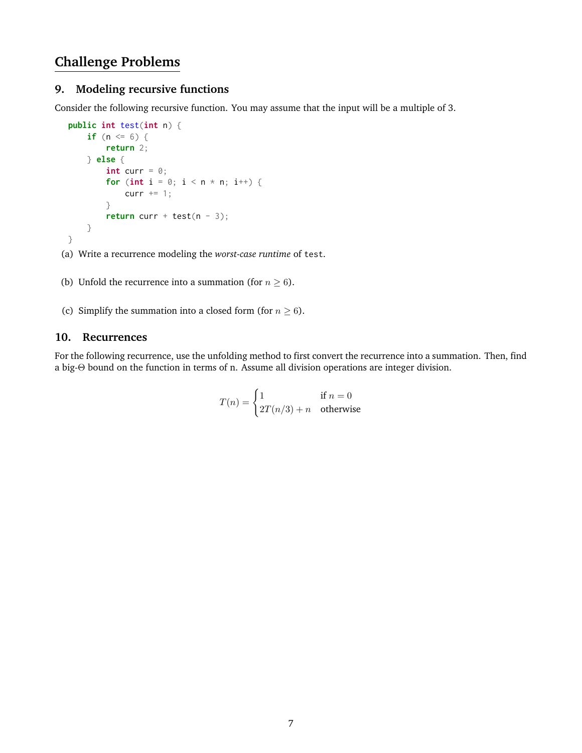## Challenge Problems

### 9. Modeling recursive functions

Consider the following recursive function. You may assume that the input will be a multiple of 3.

```
public int test(int n) {
    if (n <= 6) {
        return 2;
    } else {
        int curr = 0;
        for (int i = 0; i < n * n; i++) {
            curr += 1;
        }
        return curr + test(n - 3);
    }
}
```

(a) Write a recurrence modeling the *worst-case runtime* of `test`.

(b) Unfold the recurrence into a summation (for $n \geq 6$).

(c) Simplify the summation into a closed form (for $n \geq 6$).

### 10. Recurrences

For the following recurrence, use the unfolding method to first convert the recurrence into a summation. Then, find a big-$\Theta$ bound on the function in terms of n. Assume all division operations are integer division.

$$T(n) = \begin{cases} 1 & \text{if } n = 0 \\ 2T(n/3) + n & \text{otherwise} \end{cases}$$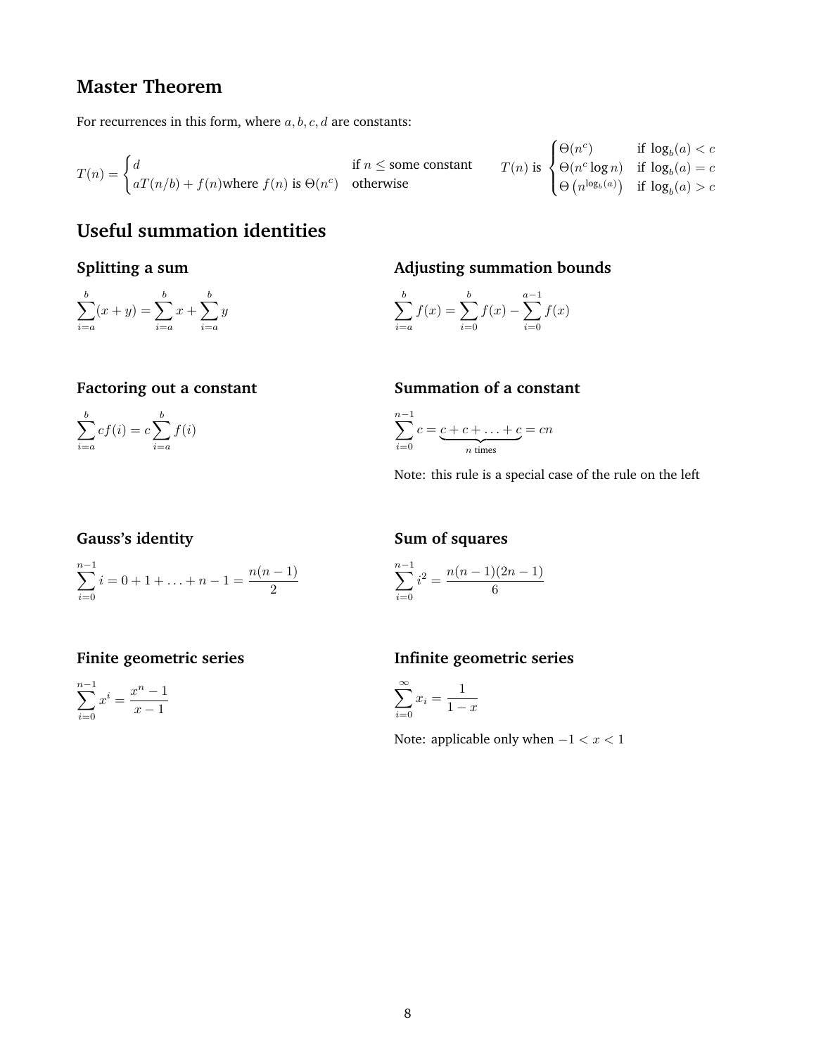## Master Theorem

For recurrences in this form, where $a, b, c, d$ are constants:

$$T(n) = \begin{cases} d & \text{if } n \leq \text{some constant} \\ aT(n/b) + f(n) \text{where } f(n) \text{ is } \Theta(n^c) & \text{otherwise} \end{cases} \qquad T(n) \text{ is } \begin{cases} \Theta(n^c) & \text{if } \log_b(a) < c \\ \Theta(n^c \log n) & \text{if } \log_b(a) = c \\ \Theta\left(n^{\log_b(a)}\right) & \text{if } \log_b(a) > c \end{cases}$$

## Useful summation identities

### Splitting a sum

$$\sum_{i=a}^{b}(x + y) = \sum_{i=a}^{b} x + \sum_{i=a}^{b} y$$

### Adjusting summation bounds

$$\sum_{i=a}^{b} f(x) = \sum_{i=0}^{b} f(x) - \sum_{i=0}^{a-1} f(x)$$

### Factoring out a constant

$$\sum_{i=a}^{b} cf(i) = c\sum_{i=a}^{b} f(i)$$

### Summation of a constant

$$\sum_{i=0}^{n-1} c = \underbrace{c + c + \ldots + c}_{n \text{ times}} = cn$$

Note: this rule is a special case of the rule on the left

### Gauss's identity

$$\sum_{i=0}^{n-1} i = 0 + 1 + \ldots + n - 1 = \frac{n(n-1)}{2}$$

### Sum of squares

$$\sum_{i=0}^{n-1} i^2 = \frac{n(n-1)(2n-1)}{6}$$

### Finite geometric series

$$\sum_{i=0}^{n-1} x^i = \frac{x^n - 1}{x - 1}$$

### Infinite geometric series

$$\sum_{i=0}^{\infty} x_i = \frac{1}{1 - x}$$

Note: applicable only when $-1 < x < 1$